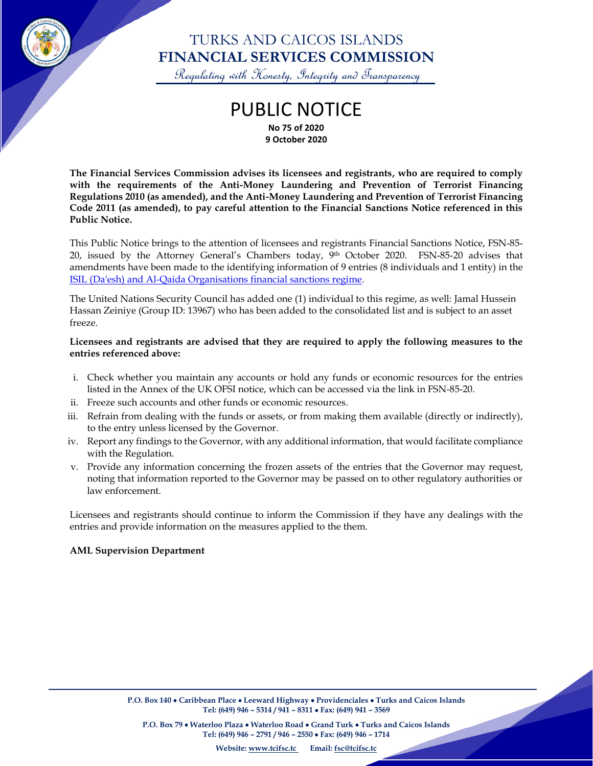# TURKS AND CAICOS ISLANDS
# FINANCIAL SERVICES COMMISSION

*Regulating with Honesty, Integrity and Transparency*

# PUBLIC NOTICE

**No 75 of 2020**
**9 October 2020**

**The Financial Services Commission advises its licensees and registrants, who are required to comply with the requirements of the Anti-Money Laundering and Prevention of Terrorist Financing Regulations 2010 (as amended), and the Anti-Money Laundering and Prevention of Terrorist Financing Code 2011 (as amended), to pay careful attention to the Financial Sanctions Notice referenced in this Public Notice.**

This Public Notice brings to the attention of licensees and registrants Financial Sanctions Notice, FSN-85-20, issued by the Attorney General's Chambers today, 9th October 2020. FSN-85-20 advises that amendments have been made to the identifying information of 9 entries (8 individuals and 1 entity) in the ISIL (Da'esh) and Al-Qaida Organisations financial sanctions regime.

The United Nations Security Council has added one (1) individual to this regime, as well: Jamal Hussein Hassan Zeiniye (Group ID: 13967) who has been added to the consolidated list and is subject to an asset freeze.

**Licensees and registrants are advised that they are required to apply the following measures to the entries referenced above:**

i. Check whether you maintain any accounts or hold any funds or economic resources for the entries listed in the Annex of the UK OFSI notice, which can be accessed via the link in FSN-85-20.
ii. Freeze such accounts and other funds or economic resources.
iii. Refrain from dealing with the funds or assets, or from making them available (directly or indirectly), to the entry unless licensed by the Governor.
iv. Report any findings to the Governor, with any additional information, that would facilitate compliance with the Regulation.
v. Provide any information concerning the frozen assets of the entries that the Governor may request, noting that information reported to the Governor may be passed on to other regulatory authorities or law enforcement.

Licensees and registrants should continue to inform the Commission if they have any dealings with the entries and provide information on the measures applied to the them.

**AML Supervision Department**

**P.O. Box 140 • Caribbean Place • Leeward Highway • Providenciales • Turks and Caicos Islands**
**Tel: (649) 946 – 5314 / 941 – 8311 • Fax: (649) 941 – 3569**

**P.O. Box 79 • Waterloo Plaza • Waterloo Road • Grand Turk • Turks and Caicos Islands**
**Tel: (649) 946 – 2791 / 946 – 2550 • Fax: (649) 946 – 1714**

**Website: www.tcifsc.tc Email: fsc@tcifsc.tc**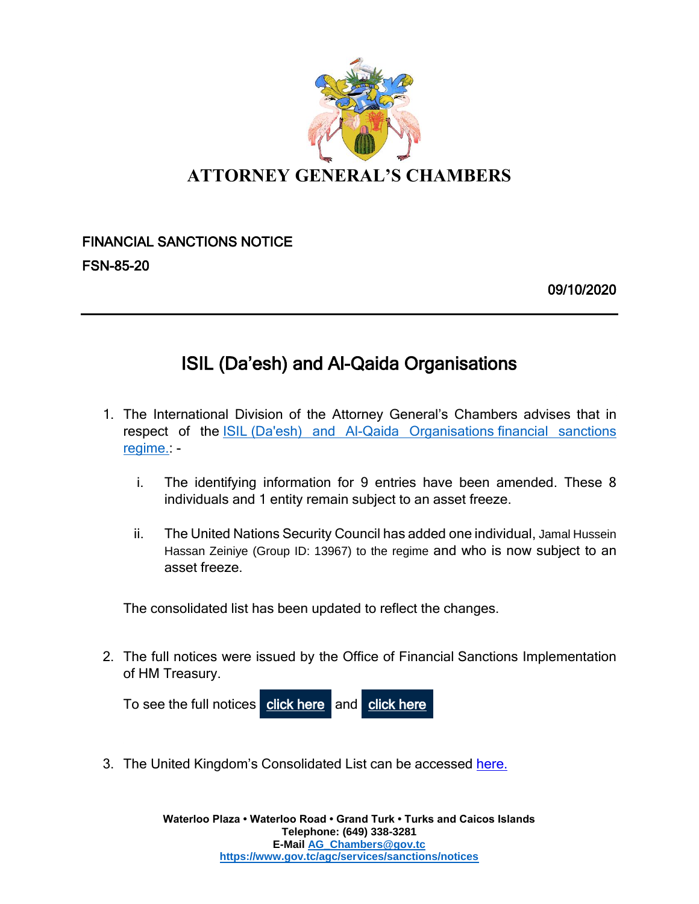# ATTORNEY GENERAL'S CHAMBERS

FINANCIAL SANCTIONS NOTICE

FSN-85-20

09/10/2020

## ISIL (Da'esh) and Al-Qaida Organisations

1. The International Division of the Attorney General's Chambers advises that in respect of the ISIL (Da'esh) and Al-Qaida Organisations financial sanctions regime.: -

   i. The identifying information for 9 entries have been amended. These 8 individuals and 1 entity remain subject to an asset freeze.

   ii. The United Nations Security Council has added one individual, Jamal Hussein Hassan Zeiniye (Group ID: 13967) to the regime and who is now subject to an asset freeze.

   The consolidated list has been updated to reflect the changes.

2. The full notices were issued by the Office of Financial Sanctions Implementation of HM Treasury.

   To see the full notices click here and click here

3. The United Kingdom's Consolidated List can be accessed here.

**Waterloo Plaza • Waterloo Road • Grand Turk • Turks and Caicos Islands**
**Telephone: (649) 338-3281**
**E-Mail AG_Chambers@gov.tc**
**https://www.gov.tc/agc/services/sanctions/notices**